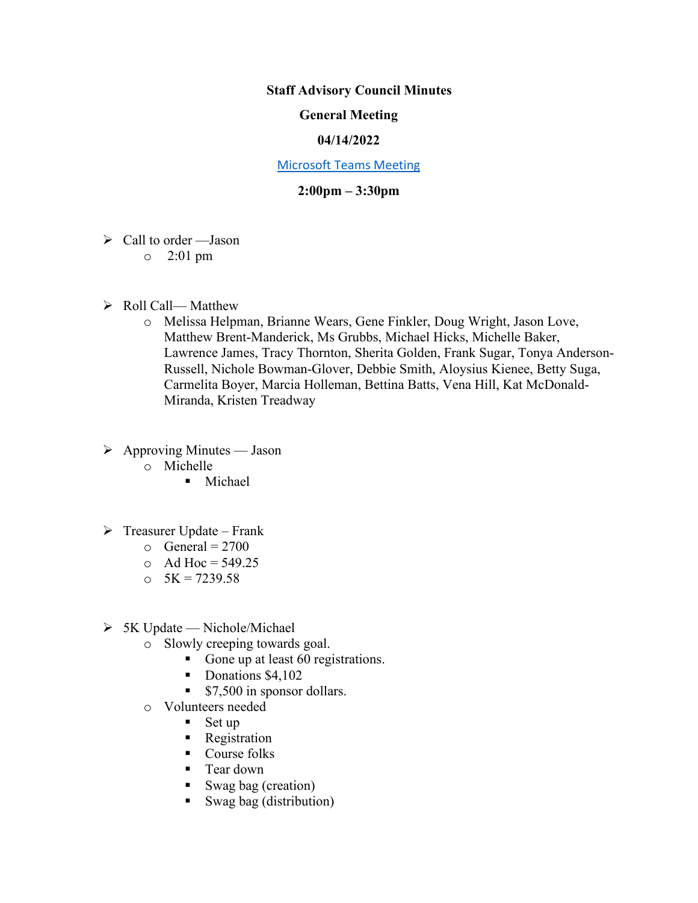**Staff Advisory Council Minutes**

**General Meeting**

**04/14/2022**

[Microsoft Teams Meeting]

**2:00pm – 3:30pm**

- Call to order —Jason
  - 2:01 pm

- Roll Call— Matthew
  - Melissa Helpman, Brianne Wears, Gene Finkler, Doug Wright, Jason Love, Matthew Brent-Manderick, Ms Grubbs, Michael Hicks, Michelle Baker, Lawrence James, Tracy Thornton, Sherita Golden, Frank Sugar, Tonya Anderson-Russell, Nichole Bowman-Glover, Debbie Smith, Aloysius Kienee, Betty Suga, Carmelita Boyer, Marcia Holleman, Bettina Batts, Vena Hill, Kat McDonald-Miranda, Kristen Treadway

- Approving Minutes — Jason
  - Michelle
    - Michael

- Treasurer Update – Frank
  - General = 2700
  - Ad Hoc = 549.25
  - 5K = 7239.58

- 5K Update — Nichole/Michael
  - Slowly creeping towards goal.
    - Gone up at least 60 registrations.
    - Donations $4,102
    - $7,500 in sponsor dollars.
  - Volunteers needed
    - Set up
    - Registration
    - Course folks
    - Tear down
    - Swag bag (creation)
    - Swag bag (distribution)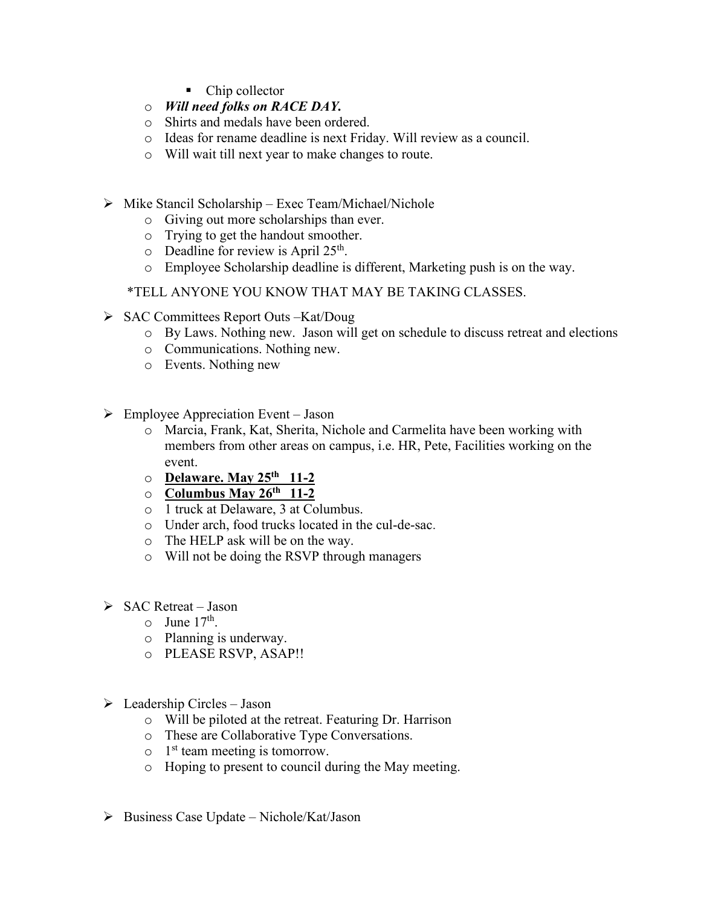- Chip collector
    - ***Will need folks on RACE DAY.***
    - Shirts and medals have been ordered.
    - Ideas for rename deadline is next Friday. Will review as a council.
    - Will wait till next year to make changes to route.

- Mike Stancil Scholarship – Exec Team/Michael/Nichole
    - Giving out more scholarships than ever.
    - Trying to get the handout smoother.
    - Deadline for review is April 25th.
    - Employee Scholarship deadline is different, Marketing push is on the way.

*TELL ANYONE YOU KNOW THAT MAY BE TAKING CLASSES.

- SAC Committees Report Outs –Kat/Doug
    - By Laws. Nothing new. Jason will get on schedule to discuss retreat and elections
    - Communications. Nothing new.
    - Events. Nothing new

- Employee Appreciation Event – Jason
    - Marcia, Frank, Kat, Sherita, Nichole and Carmelita have been working with members from other areas on campus, i.e. HR, Pete, Facilities working on the event.
    - **Delaware. May 25th 11-2**
    - **Columbus May 26th 11-2**
    - 1 truck at Delaware, 3 at Columbus.
    - Under arch, food trucks located in the cul-de-sac.
    - The HELP ask will be on the way.
    - Will not be doing the RSVP through managers

- SAC Retreat – Jason
    - June 17th.
    - Planning is underway.
    - PLEASE RSVP, ASAP!!

- Leadership Circles – Jason
    - Will be piloted at the retreat. Featuring Dr. Harrison
    - These are Collaborative Type Conversations.
    - 1st team meeting is tomorrow.
    - Hoping to present to council during the May meeting.

- Business Case Update – Nichole/Kat/Jason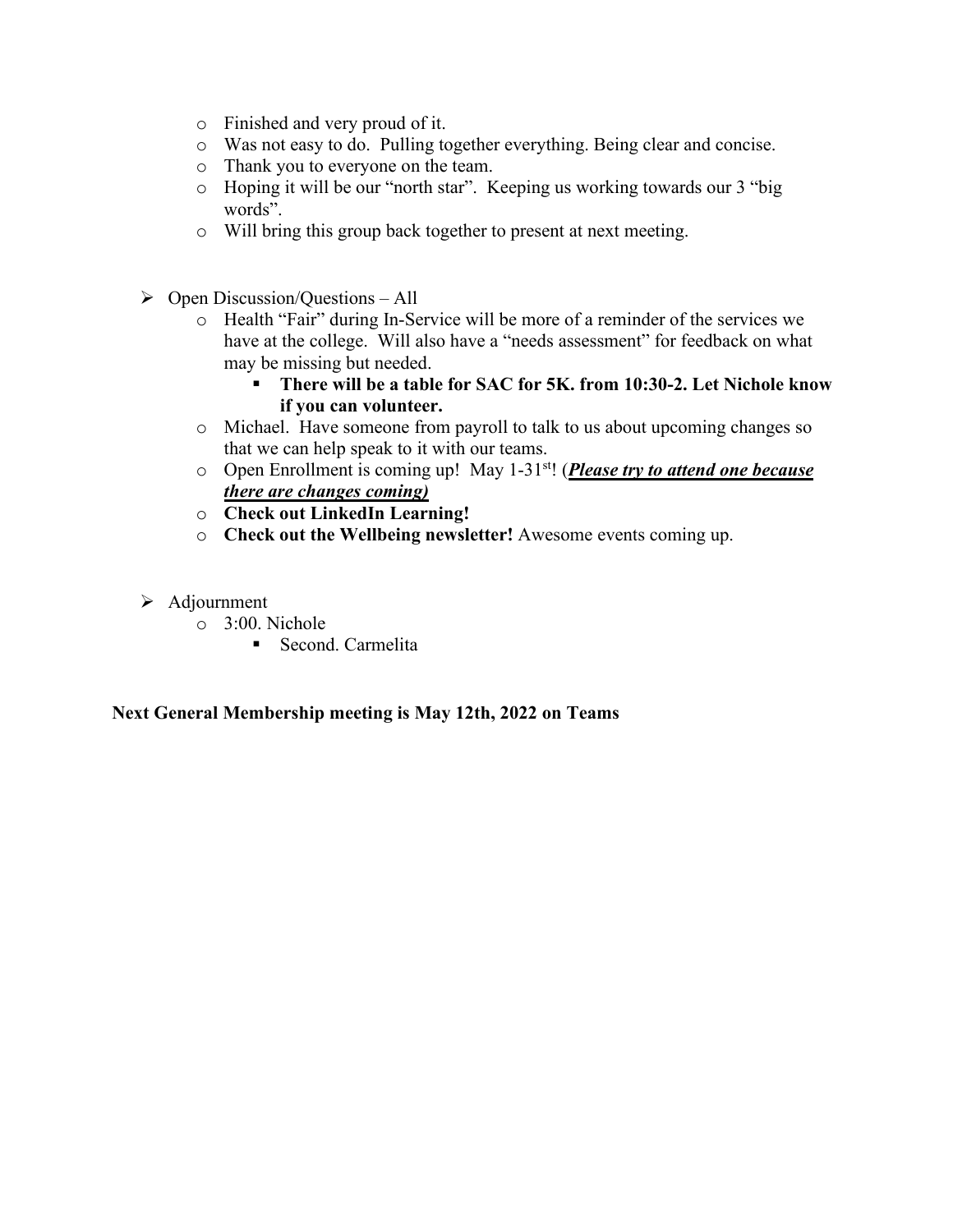- Finished and very proud of it.
  - Was not easy to do. Pulling together everything. Being clear and concise.
  - Thank you to everyone on the team.
  - Hoping it will be our "north star". Keeping us working towards our 3 "big words".
  - Will bring this group back together to present at next meeting.

- Open Discussion/Questions – All
  - Health "Fair" during In-Service will be more of a reminder of the services we have at the college. Will also have a "needs assessment" for feedback on what may be missing but needed.
    - **There will be a table for SAC for 5K. from 10:30-2. Let Nichole know if you can volunteer.**
  - Michael. Have someone from payroll to talk to us about upcoming changes so that we can help speak to it with our teams.
  - Open Enrollment is coming up! May 1-31st! (***Please try to attend one because there are changes coming)***
  - **Check out LinkedIn Learning!**
  - **Check out the Wellbeing newsletter!** Awesome events coming up.

- Adjournment
  - 3:00. Nichole
    - Second. Carmelita

**Next General Membership meeting is May 12th, 2022 on Teams**